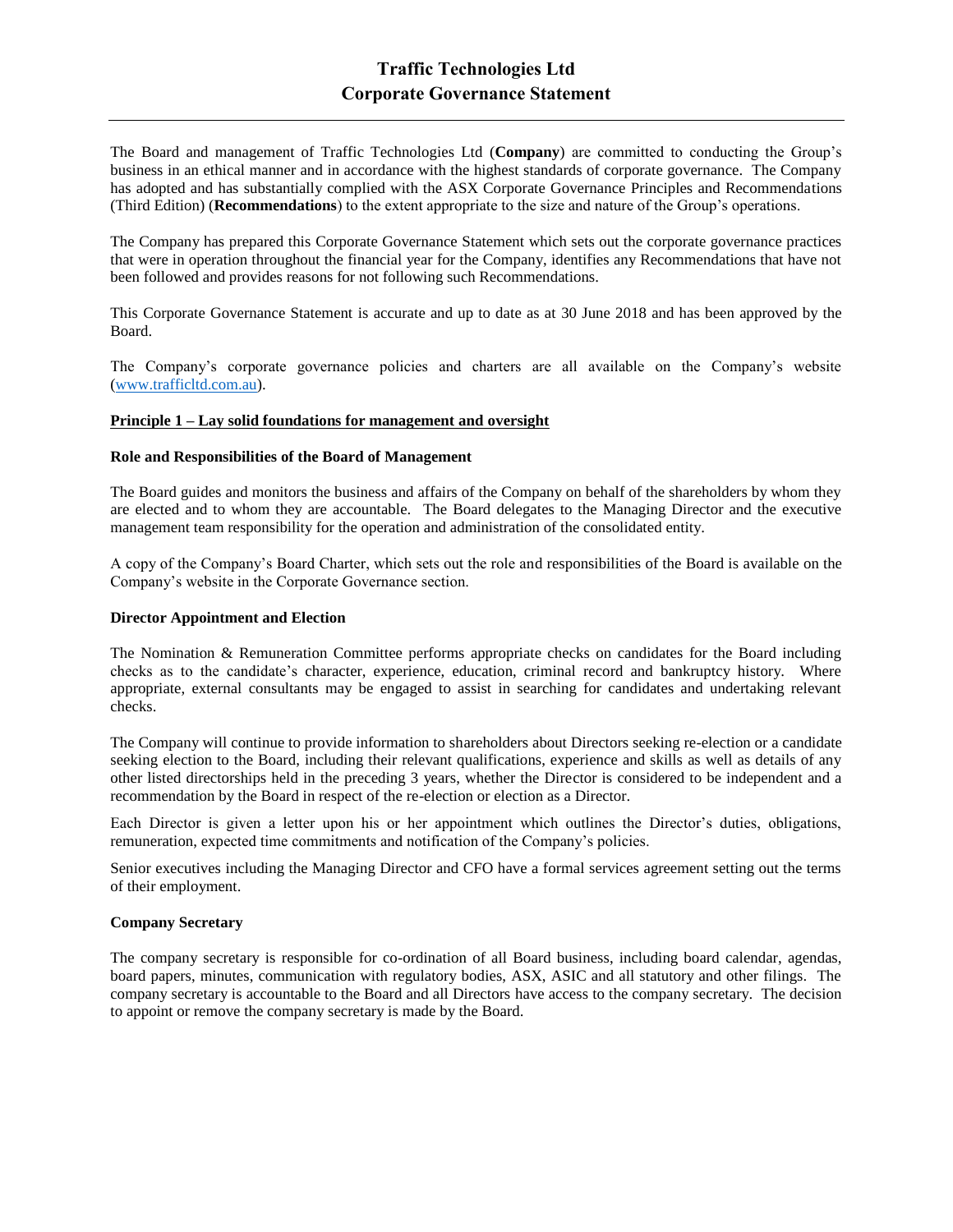# Traffic Technologies Ltd
# Corporate Governance Statement

The Board and management of Traffic Technologies Ltd (**Company**) are committed to conducting the Group's business in an ethical manner and in accordance with the highest standards of corporate governance. The Company has adopted and has substantially complied with the ASX Corporate Governance Principles and Recommendations (Third Edition) (**Recommendations**) to the extent appropriate to the size and nature of the Group's operations.

The Company has prepared this Corporate Governance Statement which sets out the corporate governance practices that were in operation throughout the financial year for the Company, identifies any Recommendations that have not been followed and provides reasons for not following such Recommendations.

This Corporate Governance Statement is accurate and up to date as at 30 June 2018 and has been approved by the Board.

The Company's corporate governance policies and charters are all available on the Company's website (www.trafficltd.com.au).

## Principle 1 – Lay solid foundations for management and oversight

### Role and Responsibilities of the Board of Management

The Board guides and monitors the business and affairs of the Company on behalf of the shareholders by whom they are elected and to whom they are accountable. The Board delegates to the Managing Director and the executive management team responsibility for the operation and administration of the consolidated entity.

A copy of the Company's Board Charter, which sets out the role and responsibilities of the Board is available on the Company's website in the Corporate Governance section.

### Director Appointment and Election

The Nomination & Remuneration Committee performs appropriate checks on candidates for the Board including checks as to the candidate's character, experience, education, criminal record and bankruptcy history. Where appropriate, external consultants may be engaged to assist in searching for candidates and undertaking relevant checks.

The Company will continue to provide information to shareholders about Directors seeking re-election or a candidate seeking election to the Board, including their relevant qualifications, experience and skills as well as details of any other listed directorships held in the preceding 3 years, whether the Director is considered to be independent and a recommendation by the Board in respect of the re-election or election as a Director.

Each Director is given a letter upon his or her appointment which outlines the Director's duties, obligations, remuneration, expected time commitments and notification of the Company's policies.

Senior executives including the Managing Director and CFO have a formal services agreement setting out the terms of their employment.

### Company Secretary

The company secretary is responsible for co-ordination of all Board business, including board calendar, agendas, board papers, minutes, communication with regulatory bodies, ASX, ASIC and all statutory and other filings. The company secretary is accountable to the Board and all Directors have access to the company secretary. The decision to appoint or remove the company secretary is made by the Board.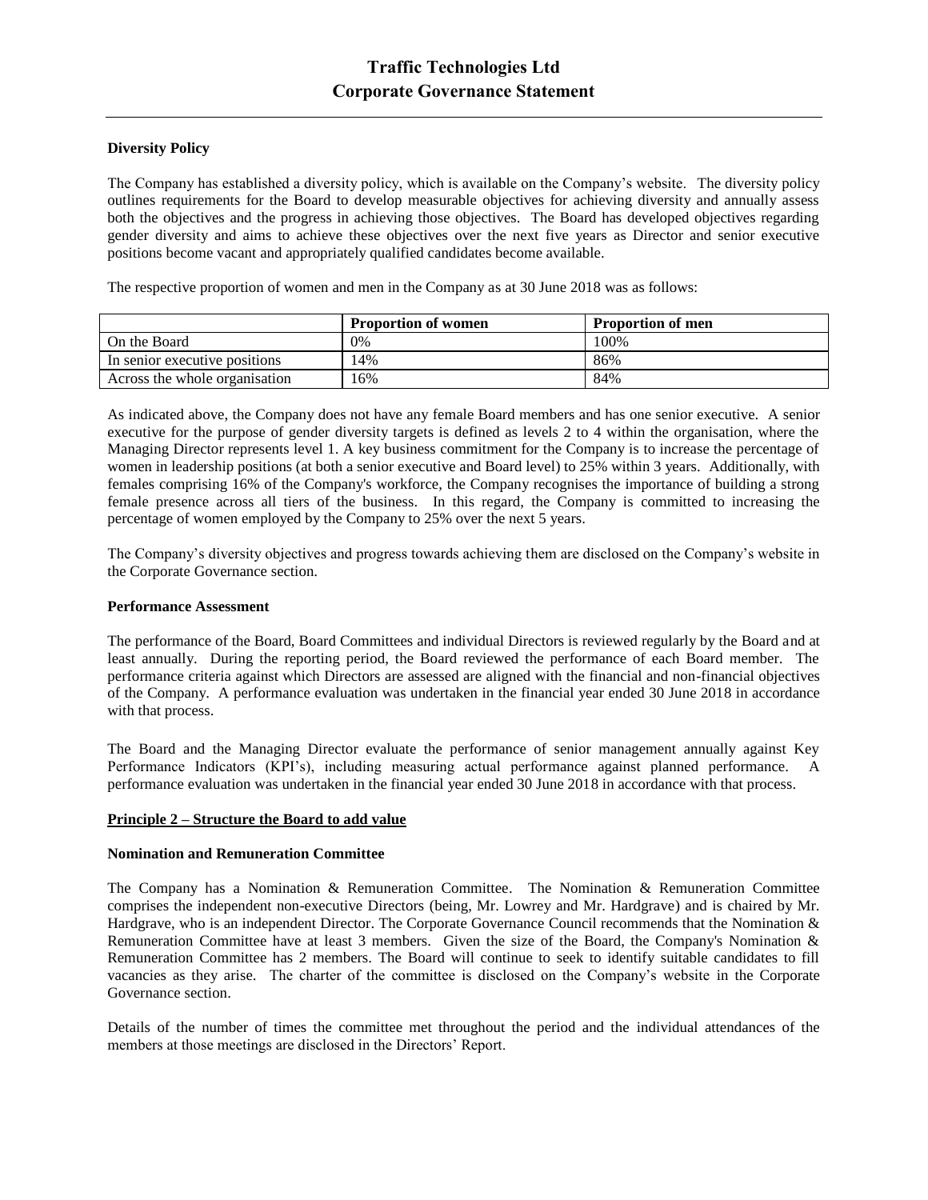**Diversity Policy**

The Company has established a diversity policy, which is available on the Company's website. The diversity policy outlines requirements for the Board to develop measurable objectives for achieving diversity and annually assess both the objectives and the progress in achieving those objectives. The Board has developed objectives regarding gender diversity and aims to achieve these objectives over the next five years as Director and senior executive positions become vacant and appropriately qualified candidates become available.

The respective proportion of women and men in the Company as at 30 June 2018 was as follows:

| | Proportion of women | Proportion of men |
|---|---|---|
| On the Board | 0% | 100% |
| In senior executive positions | 14% | 86% |
| Across the whole organisation | 16% | 84% |

As indicated above, the Company does not have any female Board members and has one senior executive. A senior executive for the purpose of gender diversity targets is defined as levels 2 to 4 within the organisation, where the Managing Director represents level 1. A key business commitment for the Company is to increase the percentage of women in leadership positions (at both a senior executive and Board level) to 25% within 3 years. Additionally, with females comprising 16% of the Company's workforce, the Company recognises the importance of building a strong female presence across all tiers of the business. In this regard, the Company is committed to increasing the percentage of women employed by the Company to 25% over the next 5 years.

The Company's diversity objectives and progress towards achieving them are disclosed on the Company's website in the Corporate Governance section.

**Performance Assessment**

The performance of the Board, Board Committees and individual Directors is reviewed regularly by the Board and at least annually. During the reporting period, the Board reviewed the performance of each Board member. The performance criteria against which Directors are assessed are aligned with the financial and non-financial objectives of the Company. A performance evaluation was undertaken in the financial year ended 30 June 2018 in accordance with that process.

The Board and the Managing Director evaluate the performance of senior management annually against Key Performance Indicators (KPI's), including measuring actual performance against planned performance. A performance evaluation was undertaken in the financial year ended 30 June 2018 in accordance with that process.

## Principle 2 – Structure the Board to add value

**Nomination and Remuneration Committee**

The Company has a Nomination & Remuneration Committee. The Nomination & Remuneration Committee comprises the independent non-executive Directors (being, Mr. Lowrey and Mr. Hardgrave) and is chaired by Mr. Hardgrave, who is an independent Director. The Corporate Governance Council recommends that the Nomination & Remuneration Committee have at least 3 members. Given the size of the Board, the Company's Nomination & Remuneration Committee has 2 members. The Board will continue to seek to identify suitable candidates to fill vacancies as they arise. The charter of the committee is disclosed on the Company's website in the Corporate Governance section.

Details of the number of times the committee met throughout the period and the individual attendances of the members at those meetings are disclosed in the Directors' Report.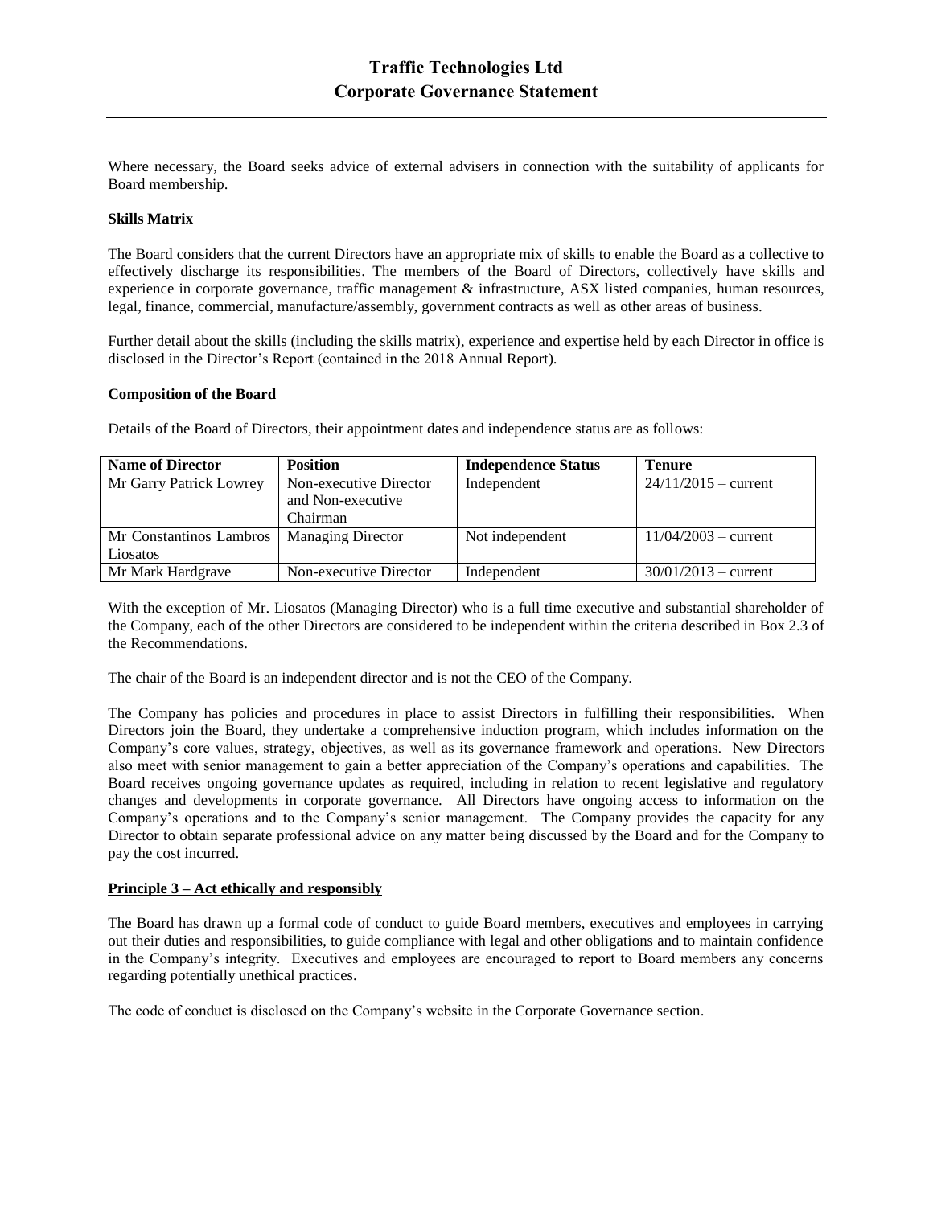Where necessary, the Board seeks advice of external advisers in connection with the suitability of applicants for Board membership.

**Skills Matrix**

The Board considers that the current Directors have an appropriate mix of skills to enable the Board as a collective to effectively discharge its responsibilities. The members of the Board of Directors, collectively have skills and experience in corporate governance, traffic management & infrastructure, ASX listed companies, human resources, legal, finance, commercial, manufacture/assembly, government contracts as well as other areas of business.

Further detail about the skills (including the skills matrix), experience and expertise held by each Director in office is disclosed in the Director's Report (contained in the 2018 Annual Report).

**Composition of the Board**

Details of the Board of Directors, their appointment dates and independence status are as follows:

| Name of Director | Position | Independence Status | Tenure |
|---|---|---|---|
| Mr Garry Patrick Lowrey | Non-executive Director and Non-executive Chairman | Independent | 24/11/2015 – current |
| Mr Constantinos Lambros Liosatos | Managing Director | Not independent | 11/04/2003 – current |
| Mr Mark Hardgrave | Non-executive Director | Independent | 30/01/2013 – current |

With the exception of Mr. Liosatos (Managing Director) who is a full time executive and substantial shareholder of the Company, each of the other Directors are considered to be independent within the criteria described in Box 2.3 of the Recommendations.

The chair of the Board is an independent director and is not the CEO of the Company.

The Company has policies and procedures in place to assist Directors in fulfilling their responsibilities. When Directors join the Board, they undertake a comprehensive induction program, which includes information on the Company's core values, strategy, objectives, as well as its governance framework and operations. New Directors also meet with senior management to gain a better appreciation of the Company's operations and capabilities. The Board receives ongoing governance updates as required, including in relation to recent legislative and regulatory changes and developments in corporate governance. All Directors have ongoing access to information on the Company's operations and to the Company's senior management. The Company provides the capacity for any Director to obtain separate professional advice on any matter being discussed by the Board and for the Company to pay the cost incurred.

**Principle 3 – Act ethically and responsibly**

The Board has drawn up a formal code of conduct to guide Board members, executives and employees in carrying out their duties and responsibilities, to guide compliance with legal and other obligations and to maintain confidence in the Company's integrity. Executives and employees are encouraged to report to Board members any concerns regarding potentially unethical practices.

The code of conduct is disclosed on the Company's website in the Corporate Governance section.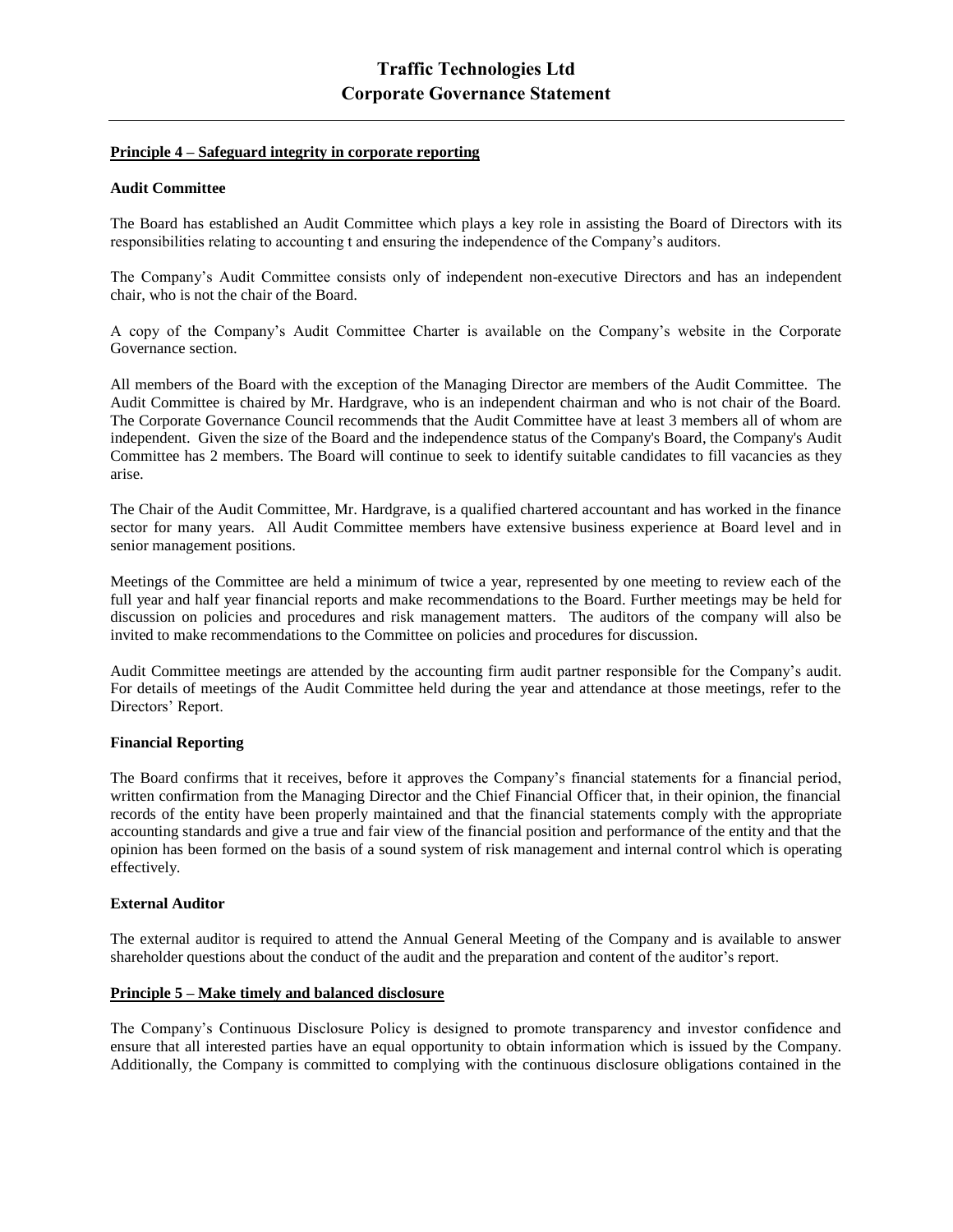**Principle 4 – Safeguard integrity in corporate reporting**

**Audit Committee**

The Board has established an Audit Committee which plays a key role in assisting the Board of Directors with its responsibilities relating to accounting t and ensuring the independence of the Company's auditors.

The Company's Audit Committee consists only of independent non-executive Directors and has an independent chair, who is not the chair of the Board.

A copy of the Company's Audit Committee Charter is available on the Company's website in the Corporate Governance section.

All members of the Board with the exception of the Managing Director are members of the Audit Committee. The Audit Committee is chaired by Mr. Hardgrave, who is an independent chairman and who is not chair of the Board. The Corporate Governance Council recommends that the Audit Committee have at least 3 members all of whom are independent. Given the size of the Board and the independence status of the Company's Board, the Company's Audit Committee has 2 members. The Board will continue to seek to identify suitable candidates to fill vacancies as they arise.

The Chair of the Audit Committee, Mr. Hardgrave, is a qualified chartered accountant and has worked in the finance sector for many years. All Audit Committee members have extensive business experience at Board level and in senior management positions.

Meetings of the Committee are held a minimum of twice a year, represented by one meeting to review each of the full year and half year financial reports and make recommendations to the Board. Further meetings may be held for discussion on policies and procedures and risk management matters. The auditors of the company will also be invited to make recommendations to the Committee on policies and procedures for discussion.

Audit Committee meetings are attended by the accounting firm audit partner responsible for the Company's audit. For details of meetings of the Audit Committee held during the year and attendance at those meetings, refer to the Directors' Report.

**Financial Reporting**

The Board confirms that it receives, before it approves the Company's financial statements for a financial period, written confirmation from the Managing Director and the Chief Financial Officer that, in their opinion, the financial records of the entity have been properly maintained and that the financial statements comply with the appropriate accounting standards and give a true and fair view of the financial position and performance of the entity and that the opinion has been formed on the basis of a sound system of risk management and internal control which is operating effectively.

**External Auditor**

The external auditor is required to attend the Annual General Meeting of the Company and is available to answer shareholder questions about the conduct of the audit and the preparation and content of the auditor's report.

**Principle 5 – Make timely and balanced disclosure**

The Company's Continuous Disclosure Policy is designed to promote transparency and investor confidence and ensure that all interested parties have an equal opportunity to obtain information which is issued by the Company. Additionally, the Company is committed to complying with the continuous disclosure obligations contained in the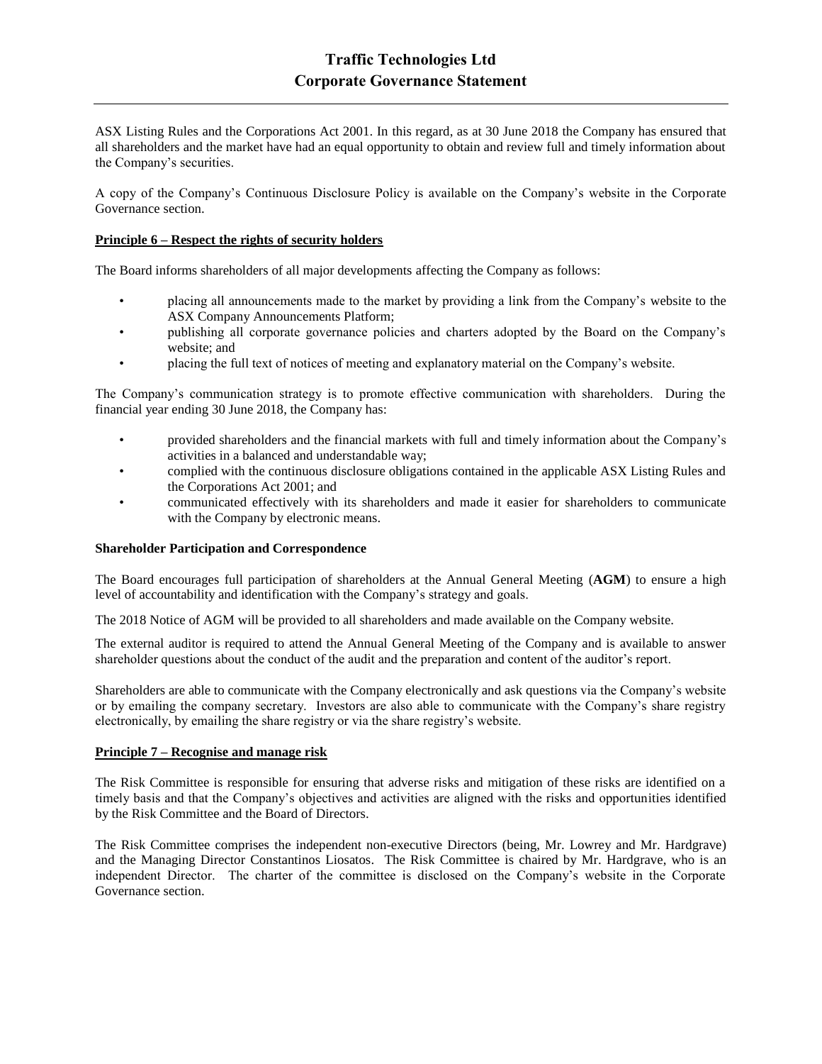ASX Listing Rules and the Corporations Act 2001. In this regard, as at 30 June 2018 the Company has ensured that all shareholders and the market have had an equal opportunity to obtain and review full and timely information about the Company's securities.

A copy of the Company's Continuous Disclosure Policy is available on the Company's website in the Corporate Governance section.

## Principle 6 – Respect the rights of security holders

The Board informs shareholders of all major developments affecting the Company as follows:

- placing all announcements made to the market by providing a link from the Company's website to the ASX Company Announcements Platform;
- publishing all corporate governance policies and charters adopted by the Board on the Company's website; and
- placing the full text of notices of meeting and explanatory material on the Company's website.

The Company's communication strategy is to promote effective communication with shareholders. During the financial year ending 30 June 2018, the Company has:

- provided shareholders and the financial markets with full and timely information about the Company's activities in a balanced and understandable way;
- complied with the continuous disclosure obligations contained in the applicable ASX Listing Rules and the Corporations Act 2001; and
- communicated effectively with its shareholders and made it easier for shareholders to communicate with the Company by electronic means.

### Shareholder Participation and Correspondence

The Board encourages full participation of shareholders at the Annual General Meeting (**AGM**) to ensure a high level of accountability and identification with the Company's strategy and goals.

The 2018 Notice of AGM will be provided to all shareholders and made available on the Company website.

The external auditor is required to attend the Annual General Meeting of the Company and is available to answer shareholder questions about the conduct of the audit and the preparation and content of the auditor's report.

Shareholders are able to communicate with the Company electronically and ask questions via the Company's website or by emailing the company secretary. Investors are also able to communicate with the Company's share registry electronically, by emailing the share registry or via the share registry's website.

## Principle 7 – Recognise and manage risk

The Risk Committee is responsible for ensuring that adverse risks and mitigation of these risks are identified on a timely basis and that the Company's objectives and activities are aligned with the risks and opportunities identified by the Risk Committee and the Board of Directors.

The Risk Committee comprises the independent non-executive Directors (being, Mr. Lowrey and Mr. Hardgrave) and the Managing Director Constantinos Liosatos. The Risk Committee is chaired by Mr. Hardgrave, who is an independent Director. The charter of the committee is disclosed on the Company's website in the Corporate Governance section.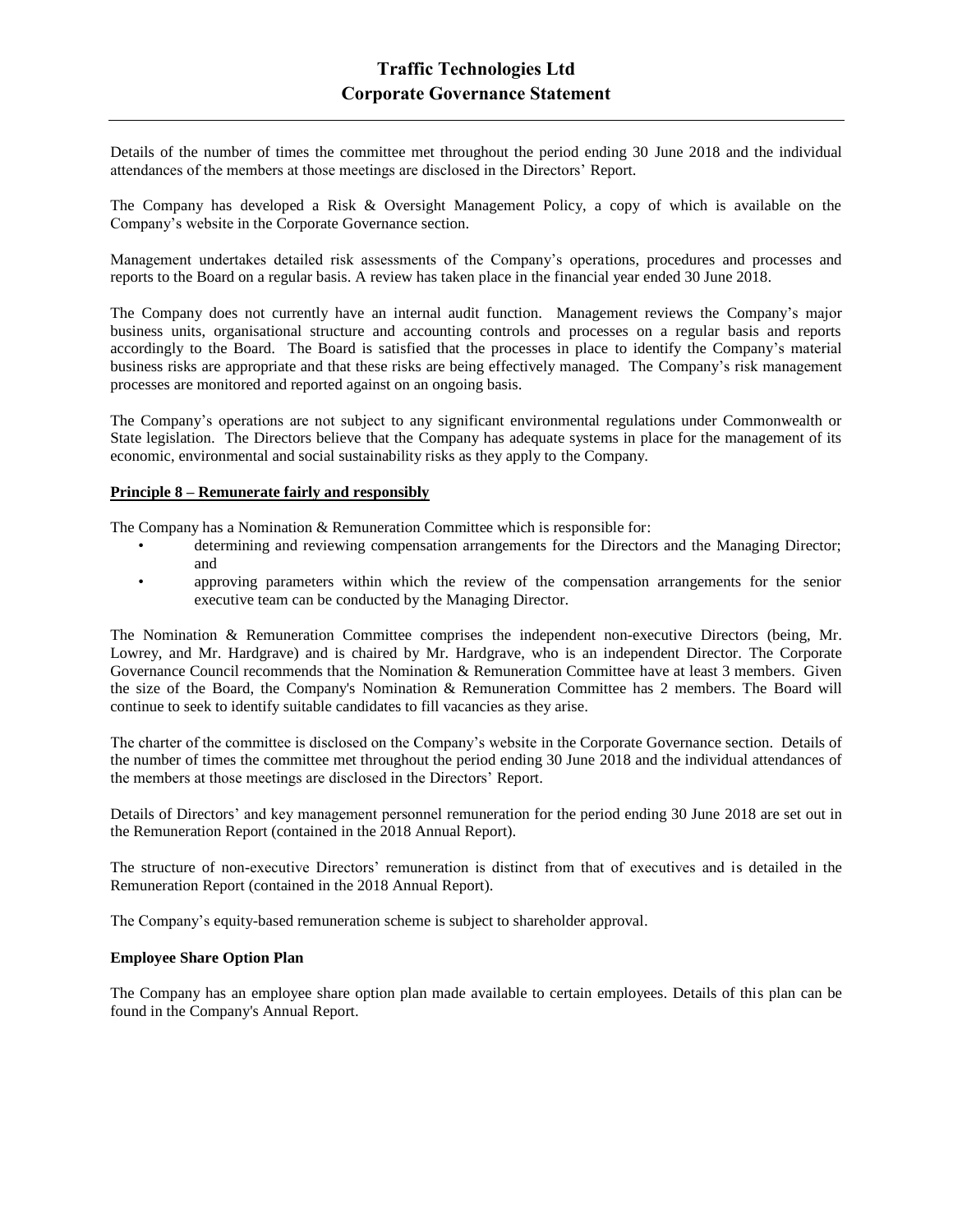Details of the number of times the committee met throughout the period ending 30 June 2018 and the individual attendances of the members at those meetings are disclosed in the Directors' Report.

The Company has developed a Risk & Oversight Management Policy, a copy of which is available on the Company's website in the Corporate Governance section.

Management undertakes detailed risk assessments of the Company's operations, procedures and processes and reports to the Board on a regular basis. A review has taken place in the financial year ended 30 June 2018.

The Company does not currently have an internal audit function. Management reviews the Company's major business units, organisational structure and accounting controls and processes on a regular basis and reports accordingly to the Board. The Board is satisfied that the processes in place to identify the Company's material business risks are appropriate and that these risks are being effectively managed. The Company's risk management processes are monitored and reported against on an ongoing basis.

The Company's operations are not subject to any significant environmental regulations under Commonwealth or State legislation. The Directors believe that the Company has adequate systems in place for the management of its economic, environmental and social sustainability risks as they apply to the Company.

**Principle 8 – Remunerate fairly and responsibly**

The Company has a Nomination & Remuneration Committee which is responsible for:

- determining and reviewing compensation arrangements for the Directors and the Managing Director; and
- approving parameters within which the review of the compensation arrangements for the senior executive team can be conducted by the Managing Director.

The Nomination & Remuneration Committee comprises the independent non-executive Directors (being, Mr. Lowrey, and Mr. Hardgrave) and is chaired by Mr. Hardgrave, who is an independent Director. The Corporate Governance Council recommends that the Nomination & Remuneration Committee have at least 3 members. Given the size of the Board, the Company's Nomination & Remuneration Committee has 2 members. The Board will continue to seek to identify suitable candidates to fill vacancies as they arise.

The charter of the committee is disclosed on the Company's website in the Corporate Governance section. Details of the number of times the committee met throughout the period ending 30 June 2018 and the individual attendances of the members at those meetings are disclosed in the Directors' Report.

Details of Directors' and key management personnel remuneration for the period ending 30 June 2018 are set out in the Remuneration Report (contained in the 2018 Annual Report).

The structure of non-executive Directors' remuneration is distinct from that of executives and is detailed in the Remuneration Report (contained in the 2018 Annual Report).

The Company's equity-based remuneration scheme is subject to shareholder approval.

**Employee Share Option Plan**

The Company has an employee share option plan made available to certain employees. Details of this plan can be found in the Company's Annual Report.